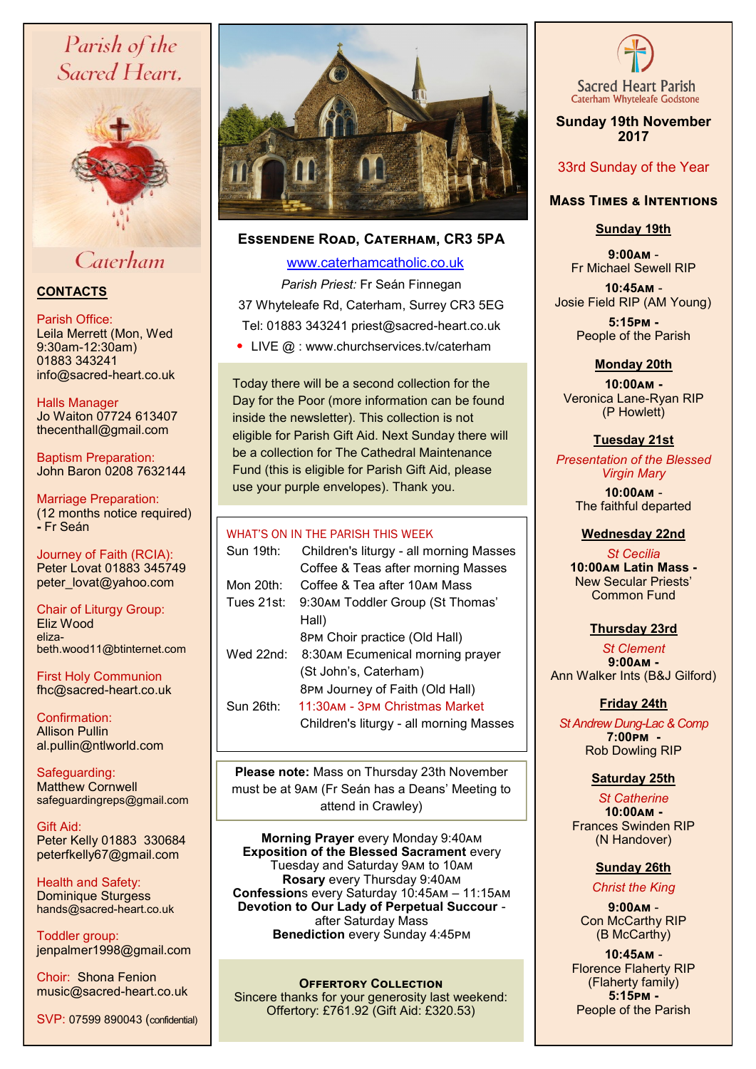# Parish of the Sacred Heart, Caterham

## CONTACTS

Parish Office:
Leila Merrett (Mon, Wed 9:30am-12:30am)
01883 343241
info@sacred-heart.co.uk

Halls Manager
Jo Waiton 07724 613407
thecenthall@gmail.com

Baptism Preparation:
John Baron 0208 7632144

Marriage Preparation:
(12 months notice required)
- Fr Seán

Journey of Faith (RCIA):
Peter Lovat 01883 345749
peter_lovat@yahoo.com

Chair of Liturgy Group:
Eliz Wood
eliza-beth.wood11@btinternet.com

First Holy Communion
fhc@sacred-heart.co.uk

Confirmation:
Allison Pullin
al.pullin@ntlworld.com

Safeguarding:
Matthew Cornwell
safeguardingreps@gmail.com

Gift Aid:
Peter Kelly 01883 330684
peterfkelly67@gmail.com

Health and Safety:
Dominique Sturgess
hands@sacred-heart.co.uk

Toddler group:
jenpalmer1998@gmail.com

Choir: Shona Fenion
music@sacred-heart.co.uk

SVP: 07599 890043 (confidential)

## Essendene Road, Caterham, CR3 5PA

www.caterhamcatholic.co.uk

*Parish Priest:* Fr Seán Finnegan

37 Whyteleafe Rd, Caterham, Surrey CR3 5EG

Tel: 01883 343241 priest@sacred-heart.co.uk

- LIVE @ : www.churchservices.tv/caterham

Today there will be a second collection for the Day for the Poor (more information can be found inside the newsletter). This collection is not eligible for Parish Gift Aid. Next Sunday there will be a collection for The Cathedral Maintenance Fund (this is eligible for Parish Gift Aid, please use your purple envelopes). Thank you.

### WHAT'S ON IN THE PARISH THIS WEEK

| | |
|---|---|
| Sun 19th: | Children's liturgy - all morning Masses |
| | Coffee & Teas after morning Masses |
| Mon 20th: | Coffee & Tea after 10AM Mass |
| Tues 21st: | 9:30AM Toddler Group (St Thomas' Hall) |
| | 8PM Choir practice (Old Hall) |
| Wed 22nd: | 8:30AM Ecumenical morning prayer (St John's, Caterham) |
| | 8PM Journey of Faith (Old Hall) |
| Sun 26th: | 11:30AM - 3PM Christmas Market |
| | Children's liturgy - all morning Masses |

**Please note:** Mass on Thursday 23th November must be at 9AM (Fr Seán has a Deans' Meeting to attend in Crawley)

**Morning Prayer** every Monday 9:40AM
**Exposition of the Blessed Sacrament** every Tuesday and Saturday 9AM to 10AM
**Rosary** every Thursday 9:40AM
**Confessions** every Saturday 10:45AM – 11:15AM
**Devotion to Our Lady of Perpetual Succour** - after Saturday Mass
**Benediction** every Sunday 4:45PM

### Offertory Collection

Sincere thanks for your generosity last weekend:
Offertory: £761.92 (Gift Aid: £320.53)

## Sacred Heart Parish
Caterham Whyteleafe Godstone

**Sunday 19th November 2017**

33rd Sunday of the Year

### Mass Times & Intentions

**Sunday 19th**

**9:00AM** - Fr Michael Sewell RIP

**10:45AM** - Josie Field RIP (AM Young)

**5:15PM** - People of the Parish

**Monday 20th**

**10:00AM** - Veronica Lane-Ryan RIP (P Howlett)

**Tuesday 21st**

*Presentation of the Blessed Virgin Mary*

**10:00AM** - The faithful departed

**Wednesday 22nd**

*St Cecilia*

**10:00AM Latin Mass** - New Secular Priests' Common Fund

**Thursday 23rd**

*St Clement*

**9:00AM** - Ann Walker Ints (B&J Gilford)

**Friday 24th**

*St Andrew Dung-Lac & Comp*

**7:00PM** - Rob Dowling RIP

**Saturday 25th**

*St Catherine*

**10:00AM** - Frances Swinden RIP (N Handover)

**Sunday 26th**

*Christ the King*

**9:00AM** - Con McCarthy RIP (B McCarthy)

**10:45AM** - Florence Flaherty RIP (Flaherty family)

**5:15PM** - People of the Parish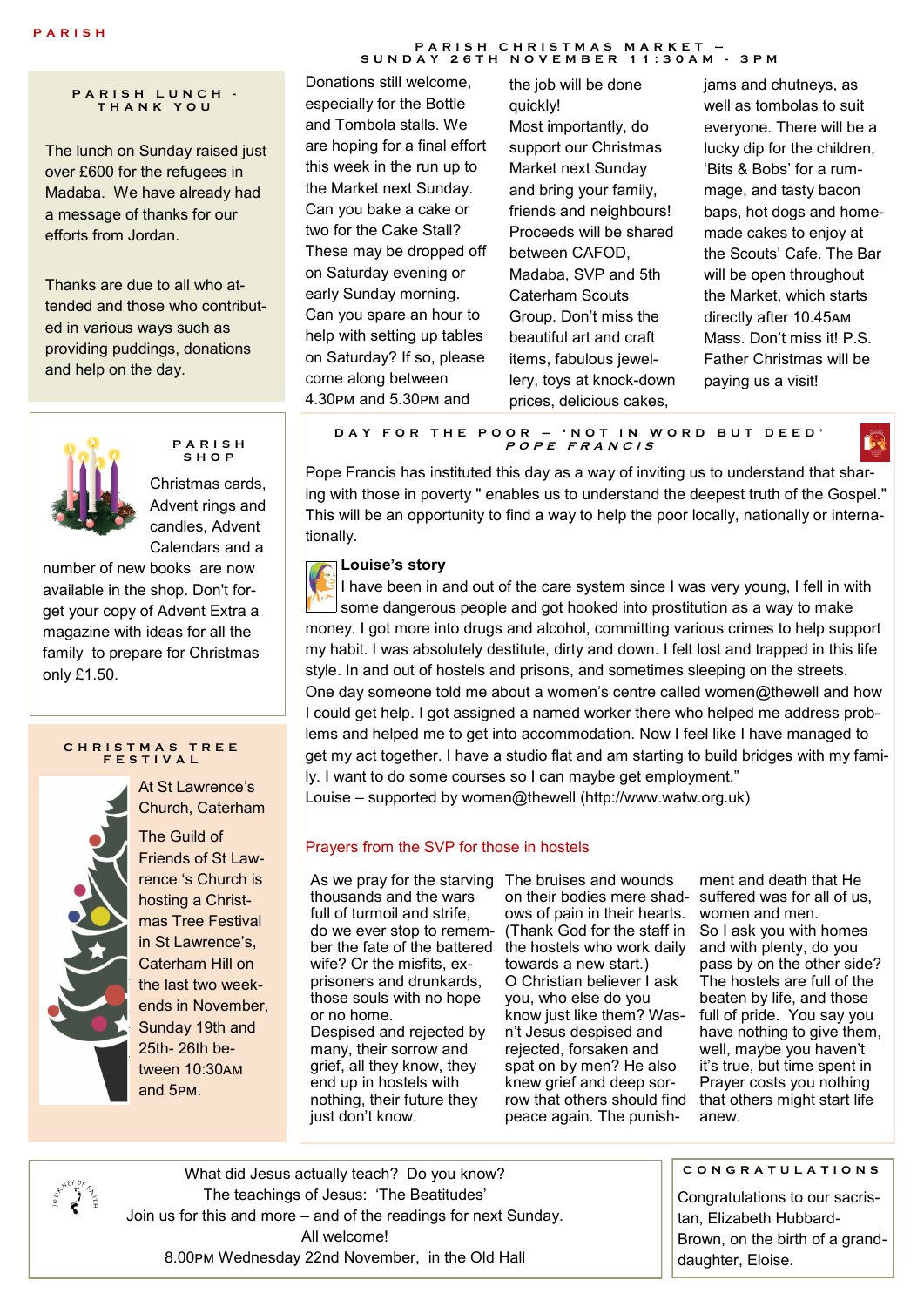## PARISH LUNCH - THANK YOU

The lunch on Sunday raised just over £600 for the refugees in Madaba. We have already had a message of thanks for our efforts from Jordan.

Thanks are due to all who attended and those who contributed in various ways such as providing puddings, donations and help on the day.

## PARISH CHRISTMAS MARKET – SUNDAY 26TH NOVEMBER 11:30AM - 3PM

Donations still welcome, especially for the Bottle and Tombola stalls. We are hoping for a final effort this week in the run up to the Market next Sunday. Can you bake a cake or two for the Cake Stall? These may be dropped off on Saturday evening or early Sunday morning. Can you spare an hour to help with setting up tables on Saturday? If so, please come along between 4.30PM and 5.30PM and the job will be done quickly!

Most importantly, do support our Christmas Market next Sunday and bring your family, friends and neighbours! Proceeds will be shared between CAFOD, Madaba, SVP and 5th Caterham Scouts Group. Don't miss the beautiful art and craft items, fabulous jewellery, toys at knock-down prices, delicious cakes, jams and chutneys, as well as tombolas to suit everyone. There will be a lucky dip for the children, 'Bits & Bobs' for a rummage, and tasty bacon baps, hot dogs and homemade cakes to enjoy at the Scouts' Cafe. The Bar will be open throughout the Market, which starts directly after 10.45AM Mass. Don't miss it! P.S. Father Christmas will be paying us a visit!

## PARISH SHOP

Christmas cards, Advent rings and candles, Advent Calendars and a number of new books are now available in the shop. Don't forget your copy of Advent Extra a magazine with ideas for all the family to prepare for Christmas only £1.50.

## DAY FOR THE POOR – 'NOT IN WORD BUT DEED' *POPE FRANCIS*

Pope Francis has instituted this day as a way of inviting us to understand that sharing with those in poverty " enables us to understand the deepest truth of the Gospel." This will be an opportunity to find a way to help the poor locally, nationally or internationally.

**Louise's story**

I have been in and out of the care system since I was very young, I fell in with some dangerous people and got hooked into prostitution as a way to make money. I got more into drugs and alcohol, committing various crimes to help support my habit. I was absolutely destitute, dirty and down. I felt lost and trapped in this life style. In and out of hostels and prisons, and sometimes sleeping on the streets. One day someone told me about a women's centre called women@thewell and how I could get help. I got assigned a named worker there who helped me address problems and helped me to get into accommodation. Now I feel like I have managed to get my act together. I have a studio flat and am starting to build bridges with my family. I want to do some courses so I can maybe get employment."

Louise – supported by women@thewell (http://www.watw.org.uk)

### Prayers from the SVP for those in hostels

As we pray for the starving thousands and the wars full of turmoil and strife, do we ever stop to remember the fate of the battered wife? Or the misfits, ex-prisoners and drunkards, those souls with no hope or no home. Despised and rejected by many, their sorrow and grief, all they know, they end up in hostels with nothing, their future they just don't know. The bruises and wounds on their bodies mere shadows of pain in their hearts. (Thank God for the staff in the hostels who work daily towards a new start.) O Christian believer I ask you, who else do you know just like them? Wasn't Jesus despised and rejected, forsaken and spat on by men? He also knew grief and deep sorrow that others should find peace again. The punishment and death that He suffered was for all of us, women and men. So I ask you with homes and with plenty, do you pass by on the other side? The hostels are full of the beaten by life, and those full of pride. You say you have nothing to give them, well, maybe you haven't it's true, but time spent in Prayer costs you nothing that others might start life anew.

## CHRISTMAS TREE FESTIVAL

At St Lawrence's Church, Caterham

The Guild of Friends of St Lawrence 's Church is hosting a Christmas Tree Festival in St Lawrence's, Caterham Hill on the last two weekends in November, Sunday 19th and 25th- 26th between 10:30AM and 5PM.

What did Jesus actually teach? Do you know?
The teachings of Jesus: 'The Beatitudes'
Join us for this and more – and of the readings for next Sunday.
All welcome!
8.00PM Wednesday 22nd November, in the Old Hall

## CONGRATULATIONS

Congratulations to our sacristan, Elizabeth Hubbard-Brown, on the birth of a granddaughter, Eloise.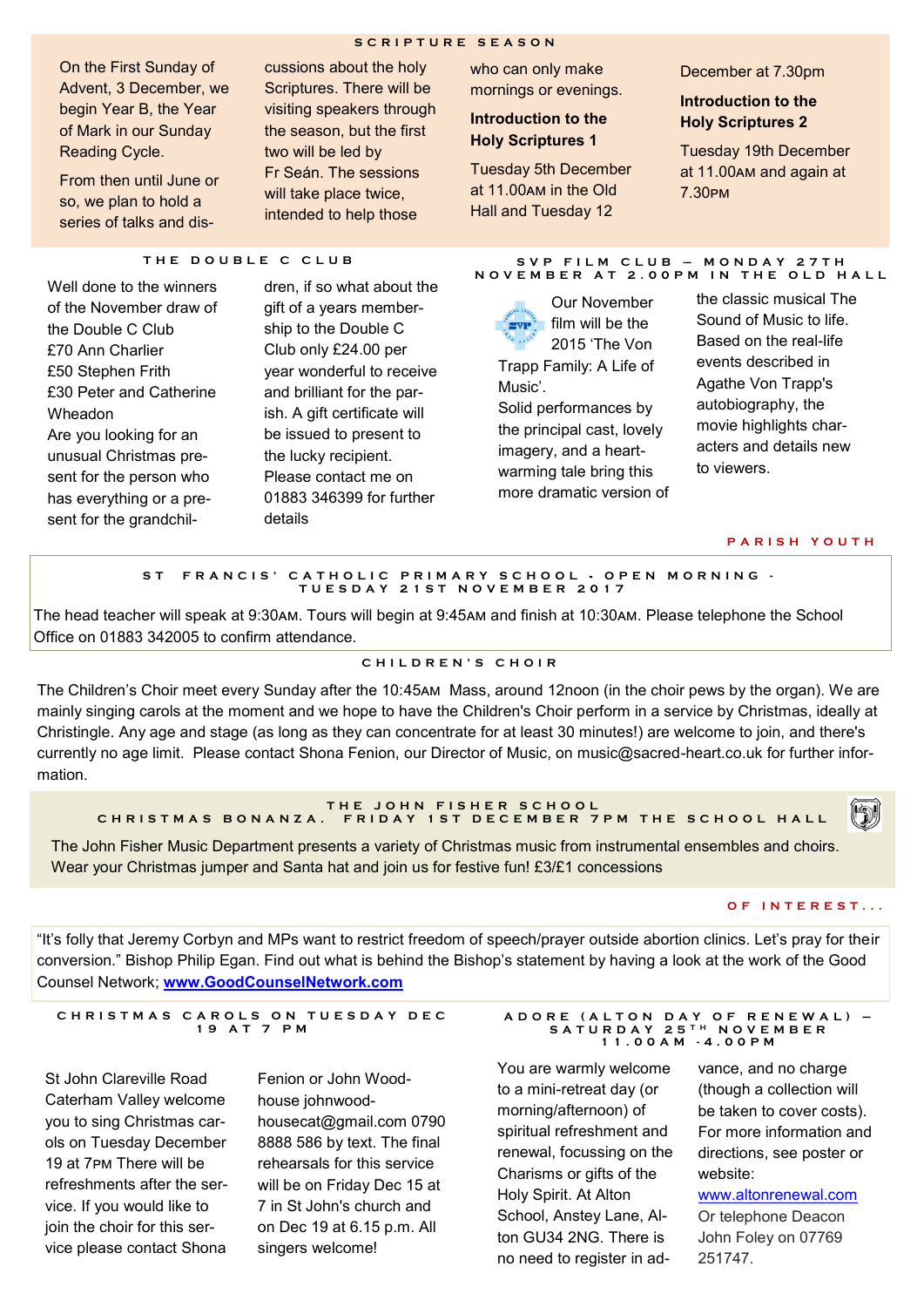## SCRIPTURE SEASON

On the First Sunday of Advent, 3 December, we begin Year B, the Year of Mark in our Sunday Reading Cycle.

From then until June or so, we plan to hold a series of talks and discussions about the holy Scriptures. There will be visiting speakers through the season, but the first two will be led by Fr Seán. The sessions will take place twice, intended to help those who can only make mornings or evenings.

**Introduction to the Holy Scriptures 1**

Tuesday 5th December at 11.00AM in the Old Hall and Tuesday 12 December at 7.30pm

**Introduction to the Holy Scriptures 2**

Tuesday 19th December at 11.00AM and again at 7.30PM

## THE DOUBLE C CLUB

Well done to the winners of the November draw of the Double C Club
£70 Ann Charlier
£50 Stephen Frith
£30 Peter and Catherine Wheadon

Are you looking for an unusual Christmas present for the person who has everything or a present for the grandchildren, if so what about the gift of a years membership to the Double C Club only £24.00 per year wonderful to receive and brilliant for the parish. A gift certificate will be issued to present to the lucky recipient. Please contact me on 01883 346399 for further details

## SVP FILM CLUB – MONDAY 27TH NOVEMBER AT 2.00PM IN THE OLD HALL

Our November film will be the 2015 'The Von Trapp Family: A Life of Music'.
Solid performances by the principal cast, lovely imagery, and a heart-warming tale bring this more dramatic version of the classic musical The Sound of Music to life. Based on the real-life events described in Agathe Von Trapp's autobiography, the movie highlights characters and details new to viewers.

## PARISH YOUTH

### ST FRANCIS' CATHOLIC PRIMARY SCHOOL - OPEN MORNING - TUESDAY 21ST NOVEMBER 2017

The head teacher will speak at 9:30AM. Tours will begin at 9:45AM and finish at 10:30AM. Please telephone the School Office on 01883 342005 to confirm attendance.

### CHILDREN'S CHOIR

The Children's Choir meet every Sunday after the 10:45AM Mass, around 12noon (in the choir pews by the organ). We are mainly singing carols at the moment and we hope to have the Children's Choir perform in a service by Christmas, ideally at Christingle. Any age and stage (as long as they can concentrate for at least 30 minutes!) are welcome to join, and there's currently no age limit. Please contact Shona Fenion, our Director of Music, on music@sacred-heart.co.uk for further information.

### THE JOHN FISHER SCHOOL CHRISTMAS BONANZA. FRIDAY 1ST DECEMBER 7PM THE SCHOOL HALL

The John Fisher Music Department presents a variety of Christmas music from instrumental ensembles and choirs. Wear your Christmas jumper and Santa hat and join us for festive fun! £3/£1 concessions

## OF INTEREST...

"It's folly that Jeremy Corbyn and MPs want to restrict freedom of speech/prayer outside abortion clinics. Let's pray for their conversion." Bishop Philip Egan. Find out what is behind the Bishop's statement by having a look at the work of the Good Counsel Network; **www.GoodCounselNetwork.com**

### CHRISTMAS CAROLS ON TUESDAY DEC 19 AT 7 PM

St John Clareville Road Caterham Valley welcome you to sing Christmas carols on Tuesday December 19 at 7PM There will be refreshments after the service. If you would like to join the choir for this service please contact Shona Fenion or John Woodhouse johnwoodhousecat@gmail.com 0790 8888 586 by text. The final rehearsals for this service will be on Friday Dec 15 at 7 in St John's church and on Dec 19 at 6.15 p.m. All singers welcome!

### ADORE (ALTON DAY OF RENEWAL) – SATURDAY 25TH NOVEMBER 11.00AM -4.00PM

You are warmly welcome to a mini-retreat day (or morning/afternoon) of spiritual refreshment and renewal, focussing on the Charisms or gifts of the Holy Spirit. At Alton School, Anstey Lane, Alton GU34 2NG. There is no need to register in advance, and no charge (though a collection will be taken to cover costs). For more information and directions, see poster or website: www.altonrenewal.com Or telephone Deacon John Foley on 07769 251747.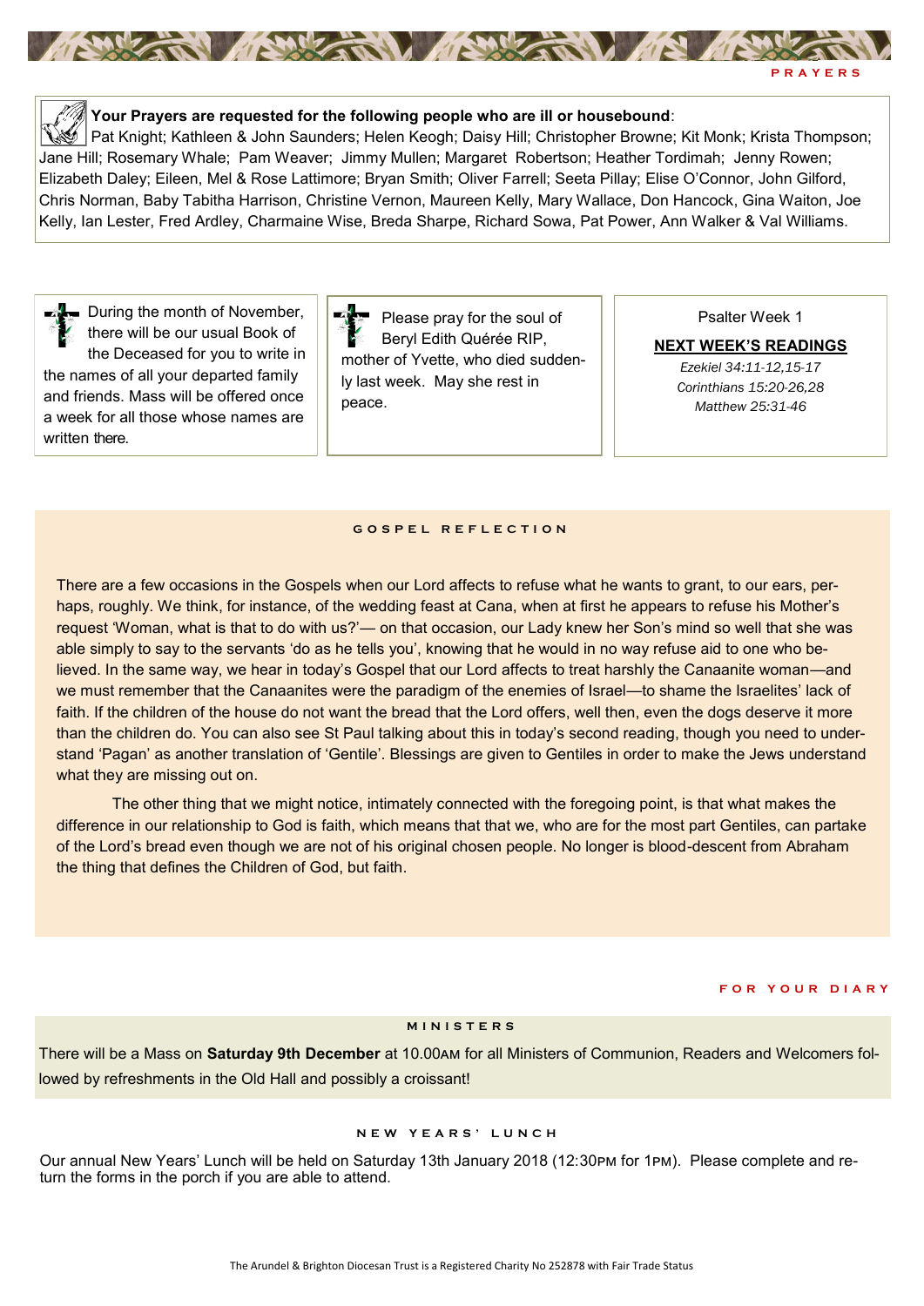## PRAYERS

**Your Prayers are requested for the following people who are ill or housebound**:
Pat Knight; Kathleen & John Saunders; Helen Keogh; Daisy Hill; Christopher Browne; Kit Monk; Krista Thompson; Jane Hill; Rosemary Whale; Pam Weaver; Jimmy Mullen; Margaret Robertson; Heather Tordimah; Jenny Rowen; Elizabeth Daley; Eileen, Mel & Rose Lattimore; Bryan Smith; Oliver Farrell; Seeta Pillay; Elise O'Connor, John Gilford, Chris Norman, Baby Tabitha Harrison, Christine Vernon, Maureen Kelly, Mary Wallace, Don Hancock, Gina Waiton, Joe Kelly, Ian Lester, Fred Ardley, Charmaine Wise, Breda Sharpe, Richard Sowa, Pat Power, Ann Walker & Val Williams.

During the month of November, there will be our usual Book of the Deceased for you to write in the names of all your departed family and friends. Mass will be offered once a week for all those whose names are written there.

Please pray for the soul of Beryl Edith Quérée RIP, mother of Yvette, who died suddenly last week. May she rest in peace.

Psalter Week 1

**NEXT WEEK'S READINGS**

*Ezekiel 34:11-12,15-17*
*Corinthians 15:20-26,28*
*Matthew 25:31-46*

### GOSPEL REFLECTION

There are a few occasions in the Gospels when our Lord affects to refuse what he wants to grant, to our ears, perhaps, roughly. We think, for instance, of the wedding feast at Cana, when at first he appears to refuse his Mother's request 'Woman, what is that to do with us?'— on that occasion, our Lady knew her Son's mind so well that she was able simply to say to the servants 'do as he tells you', knowing that he would in no way refuse aid to one who believed. In the same way, we hear in today's Gospel that our Lord affects to treat harshly the Canaanite woman—and we must remember that the Canaanites were the paradigm of the enemies of Israel—to shame the Israelites' lack of faith. If the children of the house do not want the bread that the Lord offers, well then, even the dogs deserve it more than the children do. You can also see St Paul talking about this in today's second reading, though you need to understand 'Pagan' as another translation of 'Gentile'. Blessings are given to Gentiles in order to make the Jews understand what they are missing out on.

The other thing that we might notice, intimately connected with the foregoing point, is that what makes the difference in our relationship to God is faith, which means that that we, who are for the most part Gentiles, can partake of the Lord's bread even though we are not of his original chosen people. No longer is blood-descent from Abraham the thing that defines the Children of God, but faith.

## FOR YOUR DIARY

### MINISTERS

There will be a Mass on **Saturday 9th December** at 10.00AM for all Ministers of Communion, Readers and Welcomers followed by refreshments in the Old Hall and possibly a croissant!

### NEW YEARS' LUNCH

Our annual New Years' Lunch will be held on Saturday 13th January 2018 (12:30PM for 1PM). Please complete and return the forms in the porch if you are able to attend.

The Arundel & Brighton Diocesan Trust is a Registered Charity No 252878 with Fair Trade Status